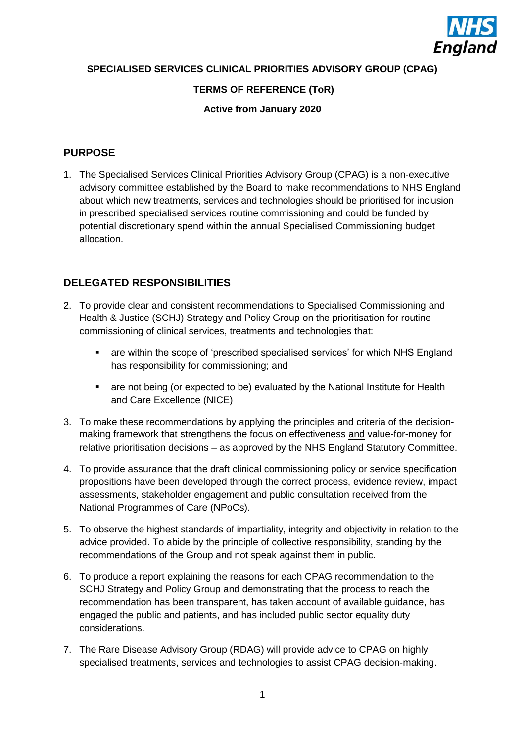**SPECIALISED SERVICES CLINICAL PRIORITIES ADVISORY GROUP (CPAG)**

**TERMS OF REFERENCE (ToR)**

**Active from January 2020**

## PURPOSE

1. The Specialised Services Clinical Priorities Advisory Group (CPAG) is a non-executive advisory committee established by the Board to make recommendations to NHS England about which new treatments, services and technologies should be prioritised for inclusion in prescribed specialised services routine commissioning and could be funded by potential discretionary spend within the annual Specialised Commissioning budget allocation.

## DELEGATED RESPONSIBILITIES

2. To provide clear and consistent recommendations to Specialised Commissioning and Health & Justice (SCHJ) Strategy and Policy Group on the prioritisation for routine commissioning of clinical services, treatments and technologies that:

   - are within the scope of 'prescribed specialised services' for which NHS England has responsibility for commissioning; and
   - are not being (or expected to be) evaluated by the National Institute for Health and Care Excellence (NICE)

3. To make these recommendations by applying the principles and criteria of the decision-making framework that strengthens the focus on effectiveness and value-for-money for relative prioritisation decisions – as approved by the NHS England Statutory Committee.

4. To provide assurance that the draft clinical commissioning policy or service specification propositions have been developed through the correct process, evidence review, impact assessments, stakeholder engagement and public consultation received from the National Programmes of Care (NPoCs).

5. To observe the highest standards of impartiality, integrity and objectivity in relation to the advice provided. To abide by the principle of collective responsibility, standing by the recommendations of the Group and not speak against them in public.

6. To produce a report explaining the reasons for each CPAG recommendation to the SCHJ Strategy and Policy Group and demonstrating that the process to reach the recommendation has been transparent, has taken account of available guidance, has engaged the public and patients, and has included public sector equality duty considerations.

7. The Rare Disease Advisory Group (RDAG) will provide advice to CPAG on highly specialised treatments, services and technologies to assist CPAG decision-making.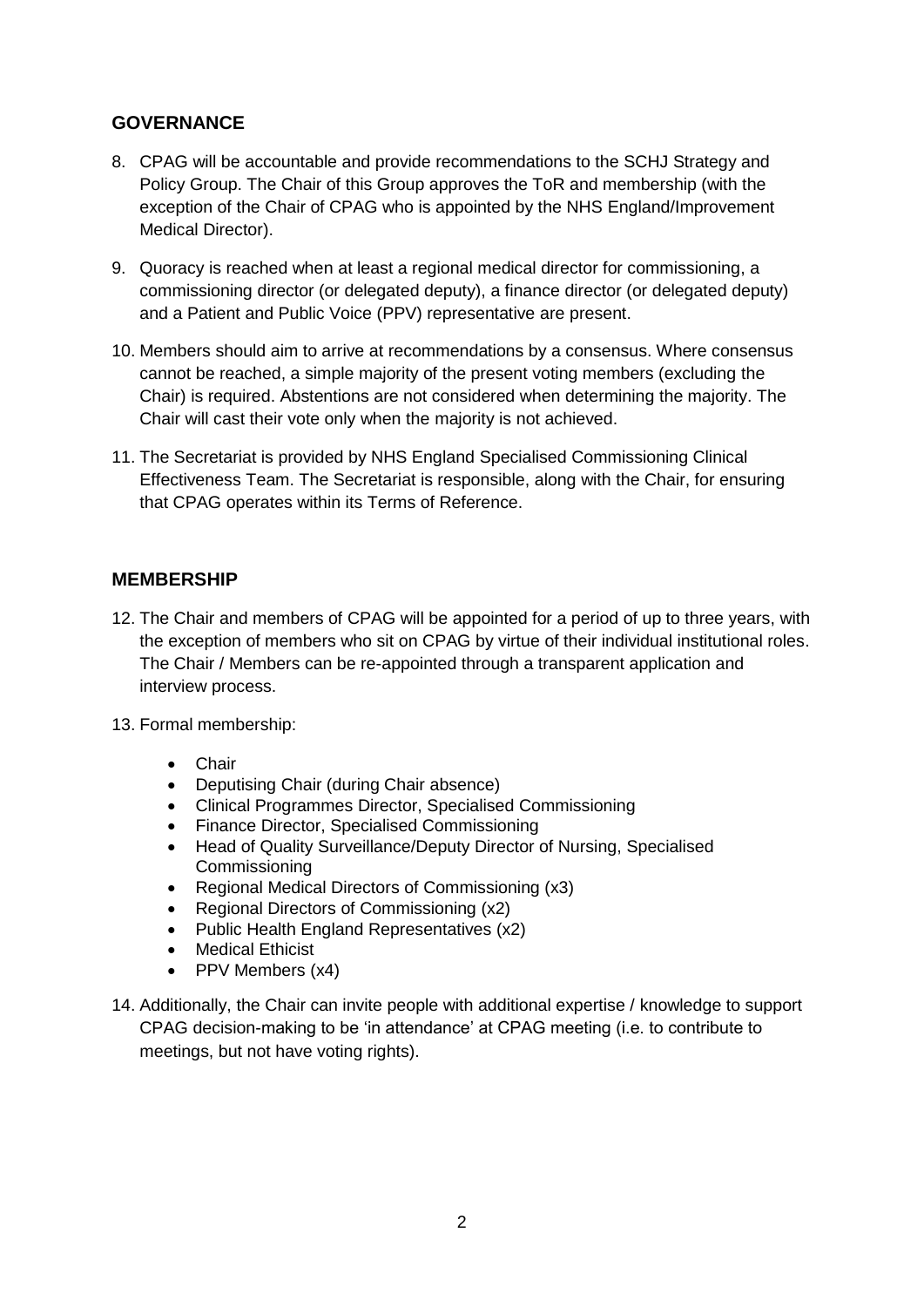## GOVERNANCE

8. CPAG will be accountable and provide recommendations to the SCHJ Strategy and Policy Group. The Chair of this Group approves the ToR and membership (with the exception of the Chair of CPAG who is appointed by the NHS England/Improvement Medical Director).

9. Quoracy is reached when at least a regional medical director for commissioning, a commissioning director (or delegated deputy), a finance director (or delegated deputy) and a Patient and Public Voice (PPV) representative are present.

10. Members should aim to arrive at recommendations by a consensus. Where consensus cannot be reached, a simple majority of the present voting members (excluding the Chair) is required. Abstentions are not considered when determining the majority. The Chair will cast their vote only when the majority is not achieved.

11. The Secretariat is provided by NHS England Specialised Commissioning Clinical Effectiveness Team. The Secretariat is responsible, along with the Chair, for ensuring that CPAG operates within its Terms of Reference.

## MEMBERSHIP

12. The Chair and members of CPAG will be appointed for a period of up to three years, with the exception of members who sit on CPAG by virtue of their individual institutional roles. The Chair / Members can be re-appointed through a transparent application and interview process.

13. Formal membership:

    - Chair
    - Deputising Chair (during Chair absence)
    - Clinical Programmes Director, Specialised Commissioning
    - Finance Director, Specialised Commissioning
    - Head of Quality Surveillance/Deputy Director of Nursing, Specialised Commissioning
    - Regional Medical Directors of Commissioning (x3)
    - Regional Directors of Commissioning (x2)
    - Public Health England Representatives (x2)
    - Medical Ethicist
    - PPV Members (x4)

14. Additionally, the Chair can invite people with additional expertise / knowledge to support CPAG decision-making to be 'in attendance' at CPAG meeting (i.e. to contribute to meetings, but not have voting rights).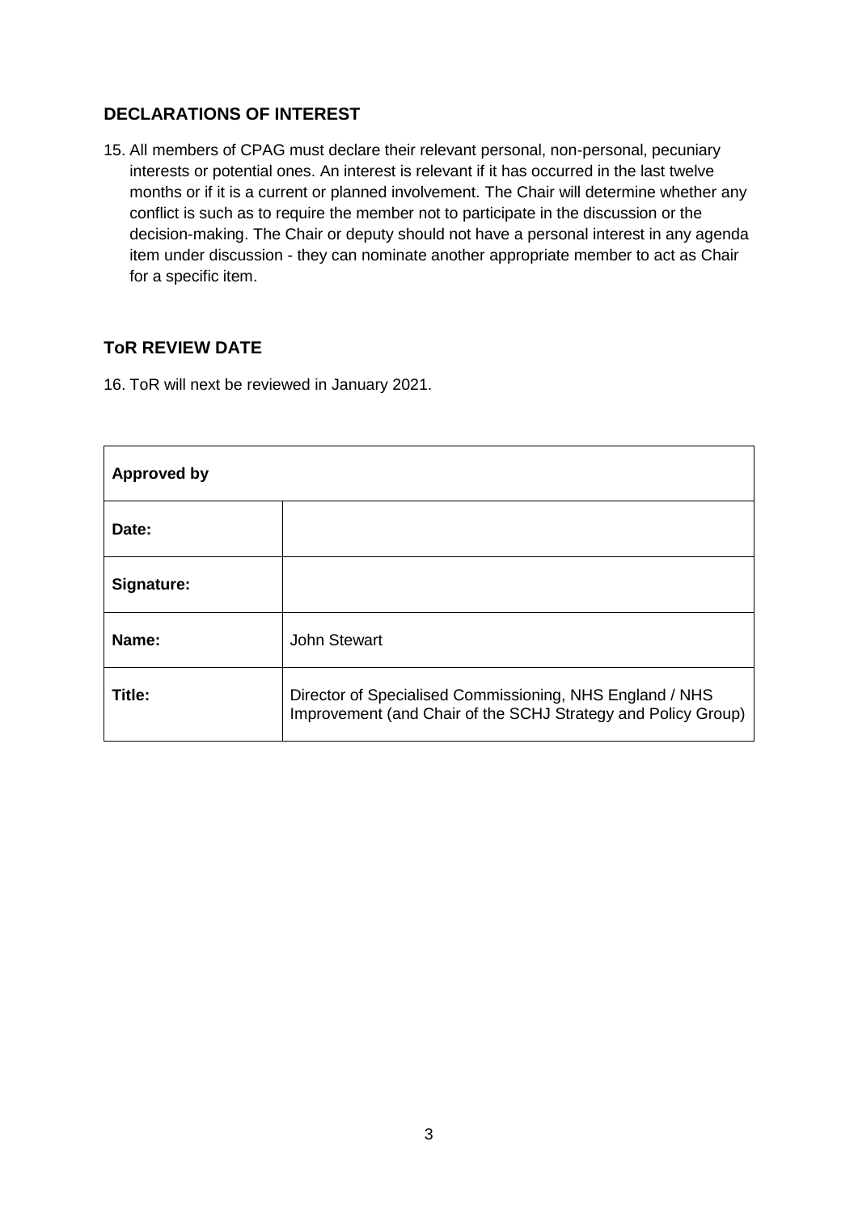## DECLARATIONS OF INTEREST

15. All members of CPAG must declare their relevant personal, non-personal, pecuniary interests or potential ones. An interest is relevant if it has occurred in the last twelve months or if it is a current or planned involvement. The Chair will determine whether any conflict is such as to require the member not to participate in the discussion or the decision-making. The Chair or deputy should not have a personal interest in any agenda item under discussion - they can nominate another appropriate member to act as Chair for a specific item.

## ToR REVIEW DATE

16. ToR will next be reviewed in January 2021.

| **Approved by** | |
|---|---|
| **Date:** | |
| **Signature:** | |
| **Name:** | John Stewart |
| **Title:** | Director of Specialised Commissioning, NHS England / NHS Improvement (and Chair of the SCHJ Strategy and Policy Group) |